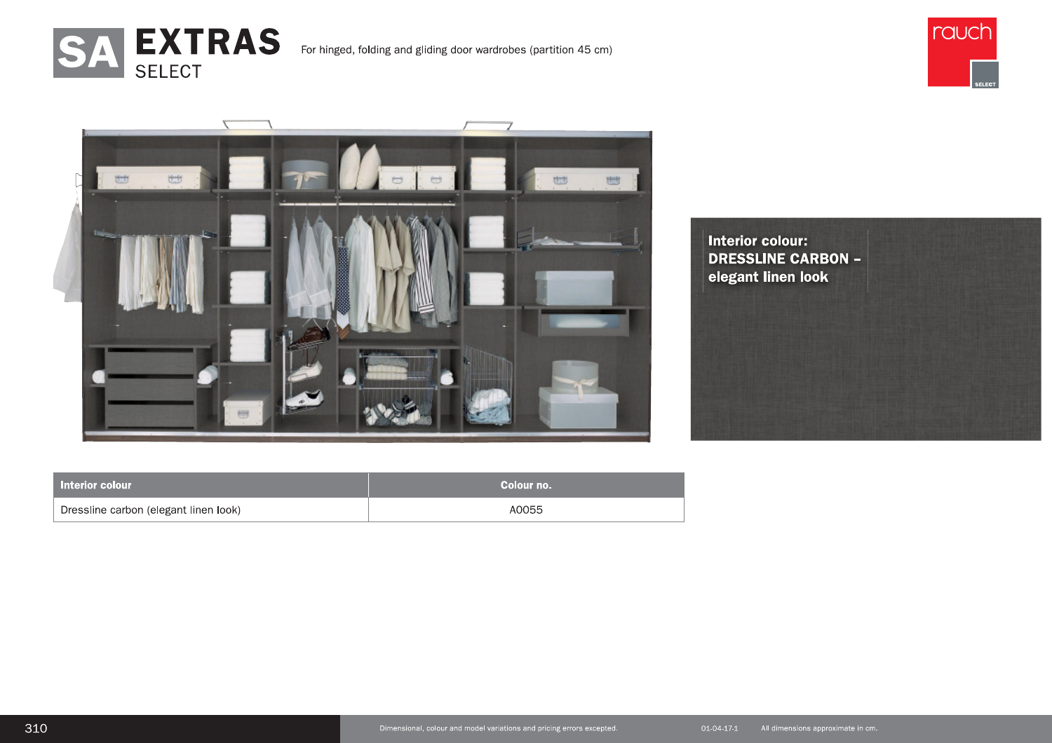# SA EXTRAS SELECT

For hinged, folding and gliding door wardrobes (partition 45 cm)

**Interior colour: DRESSLINE CARBON – elegant linen look**

| Interior colour | Colour no. |
|---|---|
| Dressline carbon (elegant linen look) | A0055 |

Dimensional, colour and model variations and pricing errors excepted. 01-04-17-1 All dimensions approximate in cm.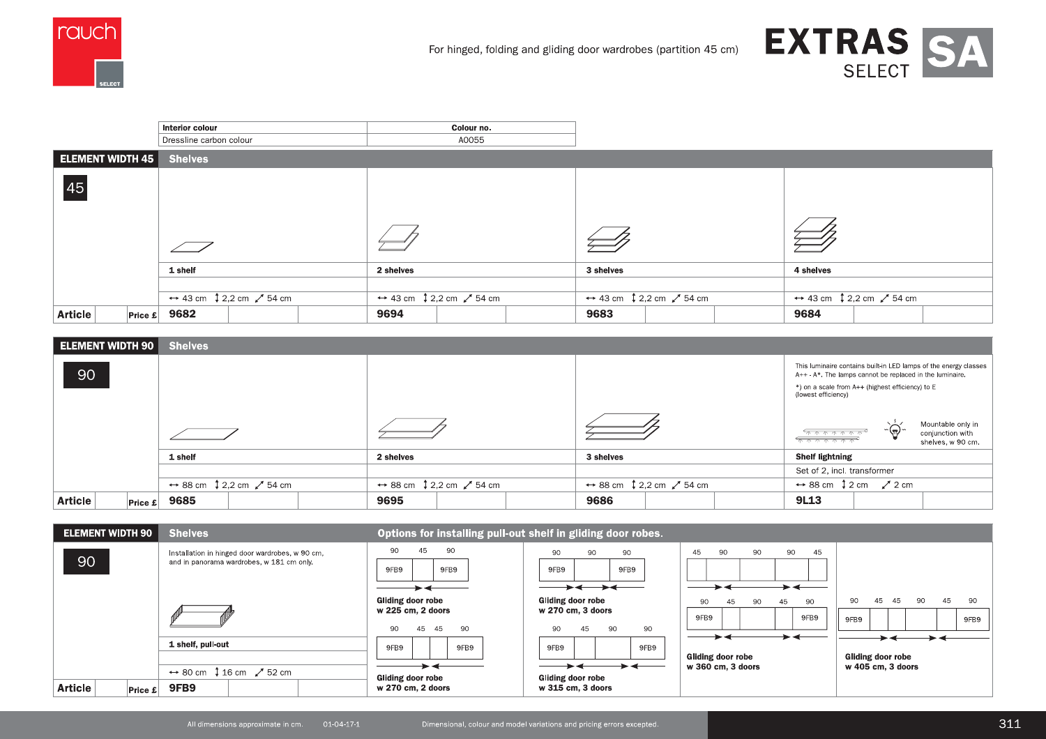# EXTRAS SELECT SA

For hinged, folding and gliding door wardrobes (partition 45 cm)

| Interior colour | Colour no. |
|---|---|
| Dressline carbon colour | A0055 |

## ELEMENT WIDTH 45 — Shelves

| 45 | 1 shelf | 2 shelves | 3 shelves | 4 shelves |
|---|---|---|---|---|
| | ↔ 43 cm ↕ 2,2 cm ⤢ 54 cm | ↔ 43 cm ↕ 2,2 cm ⤢ 54 cm | ↔ 43 cm ↕ 2,2 cm ⤢ 54 cm | ↔ 43 cm ↕ 2,2 cm ⤢ 54 cm |
| **Article** / Price £ | **9682** | **9694** | **9683** | **9684** |

## ELEMENT WIDTH 90 — Shelves

| 90 | 1 shelf | 2 shelves | 3 shelves | Shelf lightning |
|---|---|---|---|---|
| | | | | Set of 2, incl. transformer |
| | ↔ 88 cm ↕ 2,2 cm ⤢ 54 cm | ↔ 88 cm ↕ 2,2 cm ⤢ 54 cm | ↔ 88 cm ↕ 2,2 cm ⤢ 54 cm | ↔ 88 cm ↕ 2 cm ⤢ 2 cm |
| **Article** / Price £ | **9685** | **9695** | **9686** | **9L13** |

This luminaire contains built-in LED lamps of the energy classes A++ - A*. The lamps cannot be replaced in the luminaire.

*) on a scale from A++ (highest efficiency) to E (lowest efficiency)

Mountable only in conjunction with shelves, w 90 cm.

## ELEMENT WIDTH 90 — Shelves

Installation in hinged door wardrobes, w 90 cm, and in panorama wardrobes, w 181 cm only.

**1 shelf, pull-out**

↔ 80 cm ↕ 16 cm ⤢ 52 cm

**Article** / Price £: **9FB9**

### Options for installing pull-out shelf in gliding door robes.

- **Gliding door robe w 225 cm, 2 doors**: 90 (9FB9) | 45 | 90 (9FB9)
- **Gliding door robe w 270 cm, 2 doors**: 90 (9FB9) | 45 | 45 | 90 (9FB9)
- **Gliding door robe w 270 cm, 3 doors**: 90 (9FB9) | 90 | 90 (9FB9)
- **Gliding door robe w 315 cm, 3 doors**: 90 (9FB9) | 45 | 90 | 90 (9FB9)
- **Gliding door robe w 360 cm, 3 doors**: 45 | 90 | 90 | 90 | 45; 90 (9FB9) | 45 | 90 | 45 | 90 (9FB9)
- **Gliding door robe w 405 cm, 3 doors**: 90 (9FB9) | 45 | 45 | 90 | 45 | 90 (9FB9)

All dimensions approximate in cm. 01-04-17-1 Dimensional, colour and model variations and pricing errors excepted.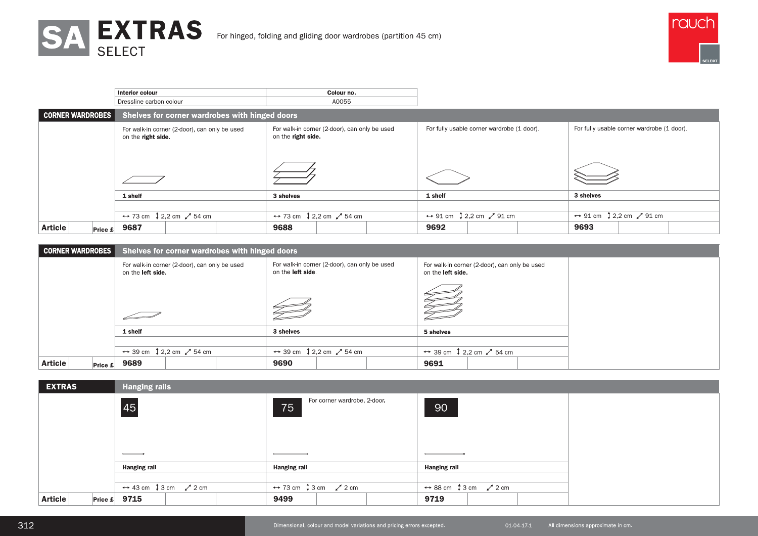# SA EXTRAS SELECT

For hinged, folding and gliding door wardrobes (partition 45 cm)

| Interior colour | Colour no. |
|---|---|
| Dressline carbon colour | A0055 |

## CORNER WARDROBES — Shelves for corner wardrobes with hinged doors

| | For walk-in corner (2-door), can only be used on the **right side**. | For walk-in corner (2-door), can only be used on the **right side.** | For fully usable corner wardrobe (1 door). | For fully usable corner wardrobe (1 door). |
|---|---|---|---|---|
| | **1 shelf** | **3 shelves** | **1 shelf** | **3 shelves** |
| | ↔ 73 cm ↕ 2,2 cm ⤢ 54 cm | ↔ 73 cm ↕ 2,2 cm ⤢ 54 cm | ↔ 91 cm ↕ 2,2 cm ⤢ 91 cm | ↔ 91 cm ↕ 2,2 cm ⤢ 91 cm |
| **Article** / **Price £** | **9687** | **9688** | **9692** | **9693** |

## CORNER WARDROBES — Shelves for corner wardrobes with hinged doors

| | For walk-in corner (2-door), can only be used on the **left side.** | For walk-in corner (2-door), can only be used on the **left side**. | For walk-in corner (2-door), can only be used on the **left side.** |
|---|---|---|---|
| | **1 shelf** | **3 shelves** | **5 shelves** |
| | ↔ 39 cm ↕ 2,2 cm ⤢ 54 cm | ↔ 39 cm ↕ 2,2 cm ⤢ 54 cm | ↔ 39 cm ↕ 2,2 cm ⤢ 54 cm |
| **Article** / **Price £** | **9689** | **9690** | **9691** |

## EXTRAS — Hanging rails

| | 45 | 75 — For corner wardrobe, 2-door. | 90 |
|---|---|---|---|
| | **Hanging rail** | **Hanging rail** | **Hanging rail** |
| | ↔ 43 cm ↕ 3 cm ⤢ 2 cm | ↔ 73 cm ↕ 3 cm ⤢ 2 cm | ↔ 88 cm ↕ 3 cm ⤢ 2 cm |
| **Article** / **Price £** | **9715** | **9499** | **9719** |

Dimensional, colour and model variations and pricing errors excepted. 01-04-17-1 All dimensions approximate in cm.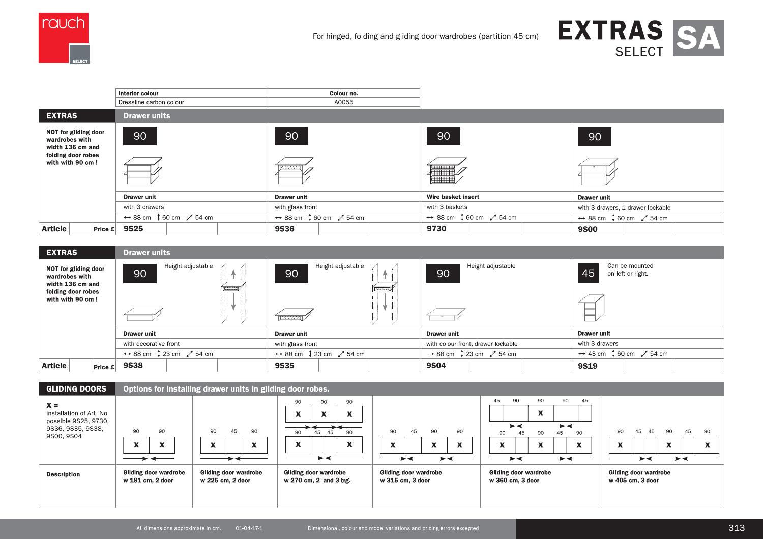For hinged, folding and gliding door wardrobes (partition 45 cm)

# EXTRAS SELECT SA

| Interior colour | Colour no. |
|---|---|
| Dressline carbon colour | A0055 |

## EXTRAS – Drawer units

NOT for gliding door wardrobes with width 136 cm and folding door robes with with 90 cm !

| | 90 | 90 | 90 | 90 |
|---|---|---|---|---|
| | **Drawer unit** | **Drawer unit** | **Wire basket insert** | **Drawer unit** |
| | with 3 drawers | with glass front | with 3 baskets | with 3 drawers, 1 drawer lockable |
| | ↔ 88 cm ↕ 60 cm ⤢ 54 cm | ↔ 88 cm ↕ 60 cm ⤢ 54 cm | ↔ 88 cm ↕ 60 cm ⤢ 54 cm | ↔ 88 cm ↕ 60 cm ⤢ 54 cm |
| **Article** / **Price £** | **9S25** | **9S36** | **9730** | **9S00** |

## EXTRAS – Drawer units

NOT for gliding door wardrobes with width 136 cm and folding door robes with with 90 cm !

| | 90 – Height adjustable | 90 – Height adjustable | 90 – Height adjustable | 45 – Can be mounted on left or right. |
|---|---|---|---|---|
| | **Drawer unit** | **Drawer unit** | **Drawer unit** | **Drawer unit** |
| | with decorative front | with glass front | with colour front, drawer lockable | with 3 drawers |
| | ↔ 88 cm ↕ 23 cm ⤢ 54 cm | ↔ 88 cm ↕ 23 cm ⤢ 54 cm | → 88 cm ↕ 23 cm ⤢ 54 cm | ↔ 43 cm ↕ 60 cm ⤢ 54 cm |
| **Article** / **Price £** | **9S38** | **9S35** | **9S04** | **9S19** |

## GLIDING DOORS – Options for installing drawer units in gliding door robes.

**X =** installation of Art. No. possible 9S25, 9730, 9S36, 9S35, 9S38, 9S00, 9S04

| Layout | 90 / 90: X X | 90 / 45 / 90: X – X | 90 / 90 / 90: X X X; 90 / 45 / 45 / 90: X – – X | 90 / 45 / 90 / 90: X – X X | 45 / 90 / 90 / 90 / 45: – – X – –; 90 / 45 / 90 / 45 / 90: X – X – X | 90 / 45 / 45 / 90 / 45 / 90: X – – X – X |
|---|---|---|---|---|---|---|
| **Description** | **Gliding door wardrobe w 181 cm, 2-door** | **Gliding door wardrobe w 225 cm, 2-door** | **Gliding door wardrobe w 270 cm, 2- and 3-trg.** | **Gliding door wardrobe w 315 cm, 3-door** | **Gliding door wardrobe w 360 cm, 3-door** | **Gliding door wardrobe w 405 cm, 3-door** |

All dimensions approximate in cm. 01-04-17-1 Dimensional, colour and model variations and pricing errors excepted.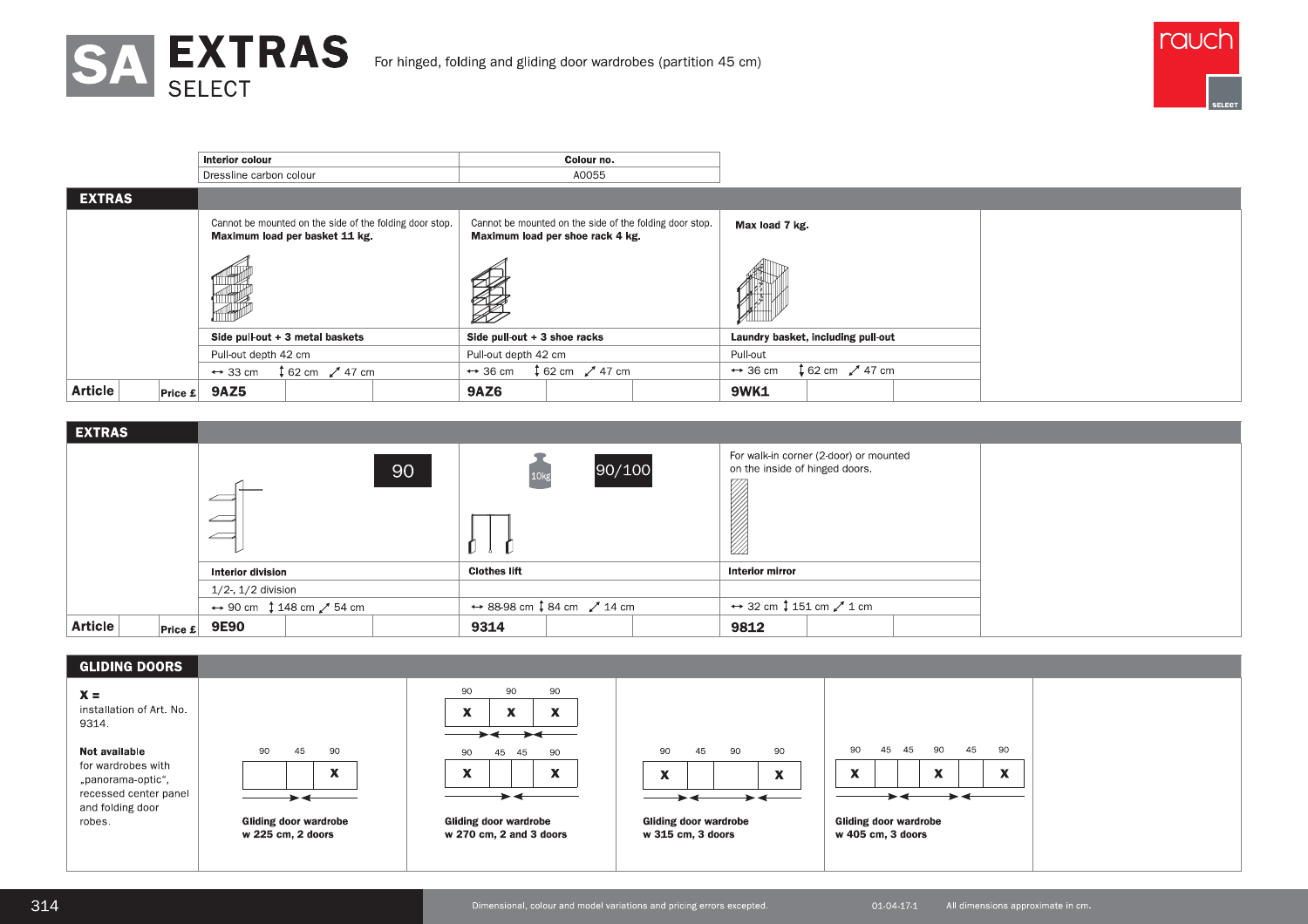# SA EXTRAS SELECT

For hinged, folding and gliding door wardrobes (partition 45 cm)

| Interior colour | Colour no. |
|---|---|
| Dressline carbon colour | A0055 |

## EXTRAS

| | | | |
|---|---|---|---|
| | Cannot be mounted on the side of the folding door stop. **Maximum load per basket 11 kg.** | Cannot be mounted on the side of the folding door stop. **Maximum load per shoe rack 4 kg.** | **Max load 7 kg.** |
| | **Side pull-out + 3 metal baskets** | **Side pull-out + 3 shoe racks** | **Laundry basket, including pull-out** |
| | Pull-out depth 42 cm | Pull-out depth 42 cm | Pull-out |
| | ↔ 33 cm ↕ 62 cm ↗ 47 cm | ↔ 36 cm ↕ 62 cm ↗ 47 cm | ↔ 36 cm ↕ 62 cm ↗ 47 cm |
| **Article** / **Price £** | **9AZ5** | **9AZ6** | **9WK1** |

## EXTRAS

| | | | |
|---|---|---|---|
| | 90 | 10kg 90/100 | For walk-in corner (2-door) or mounted on the inside of hinged doors. |
| | **Interior division** | **Clothes lift** | **Interior mirror** |
| | 1/2-, 1/2 division | | |
| | ↔ 90 cm ↕ 148 cm ↗ 54 cm | ↔ 88-98 cm ↕ 84 cm ↗ 14 cm | ↔ 32 cm ↕ 151 cm ↗ 1 cm |
| **Article** / **Price £** | **9E90** | **9314** | **9812** |

## GLIDING DOORS

**X =**
installation of Art. No. 9314.

**Not available**
for wardrobes with „panorama-optic", recessed center panel and folding door robes.

| Layout | Wardrobe |
|---|---|
| 90 / 45 / 90: [ ] [ ] [X] | **Gliding door wardrobe w 225 cm, 2 doors** |
| 90 / 90 / 90: [X] [X] [X]; 90 / 45 / 45 / 90: [X] [ ] [ ] [X] | **Gliding door wardrobe w 270 cm, 2 and 3 doors** |
| 90 / 45 / 90 / 90: [X] [ ] [ ] [X] | **Gliding door wardrobe w 315 cm, 3 doors** |
| 90 / 45 / 45 / 90 / 45 / 90: [X] [ ] [ ] [X] [ ] [X] | **Gliding door wardrobe w 405 cm, 3 doors** |

Dimensional, colour and model variations and pricing errors excepted. 01-04-17-1 All dimensions approximate in cm.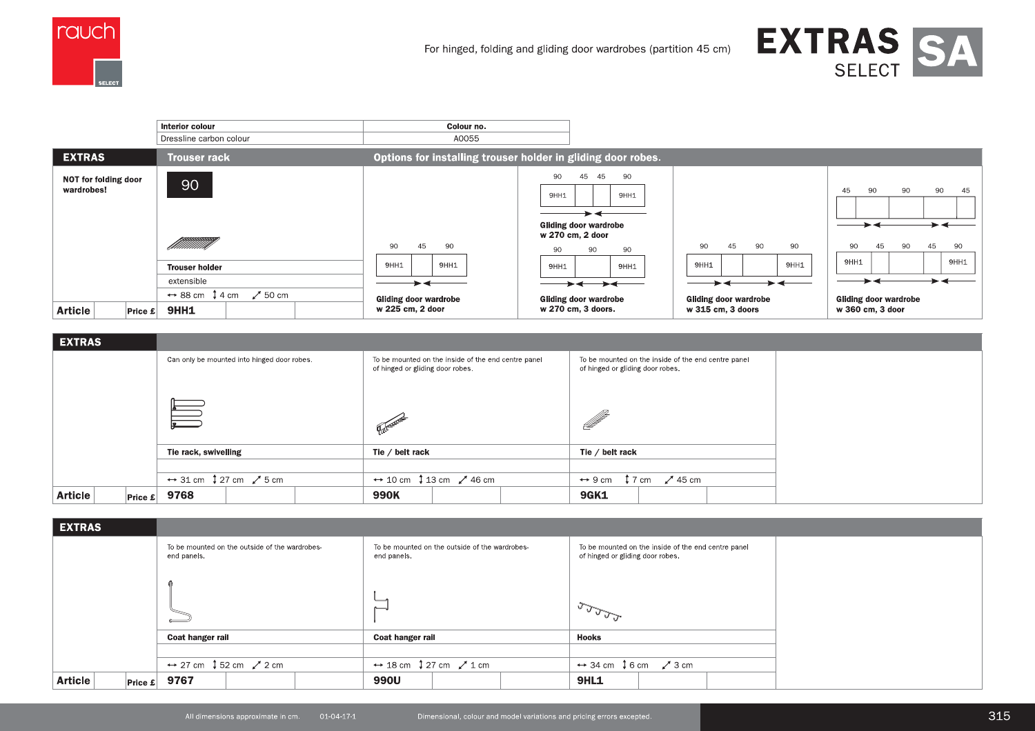# EXTRAS SELECT SA

For hinged, folding and gliding door wardrobes (partition 45 cm)

| Interior colour | Colour no. |
|---|---|
| Dressline carbon colour | A0055 |

## EXTRAS — Trouser rack

**NOT for folding door wardrobes!**

| | |
|---|---|
| | 90 |
| | **Trouser holder** |
| | extensible |
| | ↔ 88 cm ↕ 4 cm ⤢ 50 cm |
| **Article** / **Price £** | **9HH1** |

### Options for installing trouser holder in gliding door robes.

- **Gliding door wardrobe w 225 cm, 2 door** — 90 | 45 | 90: 9HH1 | | 9HH1
- **Gliding door wardrobe w 270 cm, 2 door** — 90 | 45 | 45 | 90: 9HH1 | | | 9HH1
- **Gliding door wardrobe w 270 cm, 3 doors.** — 90 | 90 | 90: 9HH1 | | 9HH1
- **Gliding door wardrobe w 315 cm, 3 doors** — 90 | 45 | 90 | 90: 9HH1 | | | 9HH1
- **Gliding door wardrobe w 360 cm, 3 door** — 45 | 90 | 90 | 90 | 45 (no trouser holders); 90 | 45 | 90 | 45 | 90: 9HH1 | | | | 9HH1

## EXTRAS

| | Can only be mounted into hinged door robes. | To be mounted on the inside of the end centre panel of hinged or gliding door robes. | To be mounted on the inside of the end centre panel of hinged or gliding door robes. |
|---|---|---|---|
| | **Tie rack, swivelling** | **Tie / belt rack** | **Tie / belt rack** |
| | ↔ 31 cm ↕ 27 cm ⤢ 5 cm | ↔ 10 cm ↕ 13 cm ⤢ 46 cm | ↔ 9 cm ↕ 7 cm ⤢ 45 cm |
| **Article** / **Price £** | **9768** | **990K** | **9GK1** |

## EXTRAS

| | To be mounted on the outside of the wardrobes-end panels. | To be mounted on the outside of the wardrobes-end panels. | To be mounted on the inside of the end centre panel of hinged or gliding door robes. |
|---|---|---|---|
| | **Coat hanger rail** | **Coat hanger rail** | **Hooks** |
| | ↔ 27 cm ↕ 52 cm ⤢ 2 cm | ↔ 18 cm ↕ 27 cm ⤢ 1 cm | ↔ 34 cm ↕ 6 cm ⤢ 3 cm |
| **Article** / **Price £** | **9767** | **990U** | **9HL1** |

All dimensions approximate in cm. 01-04-17-1 Dimensional, colour and model variations and pricing errors excepted.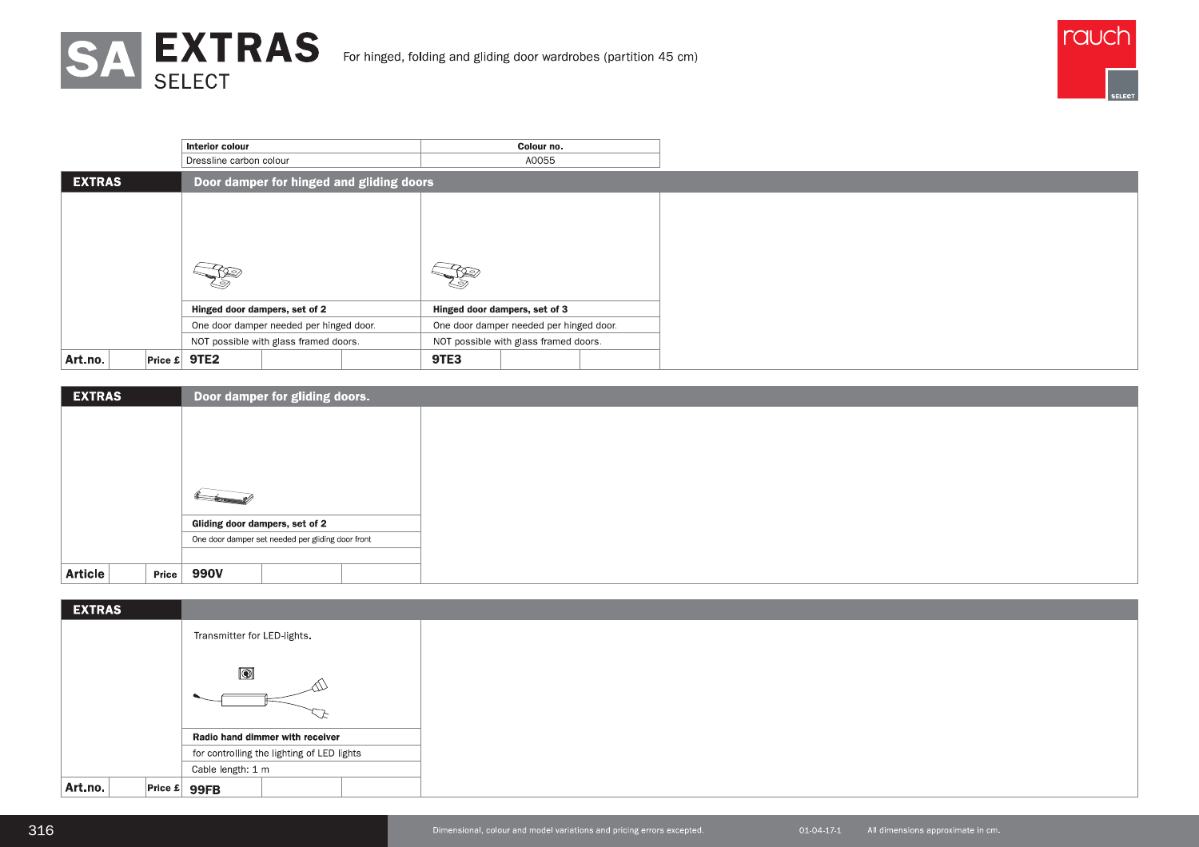# SA EXTRAS SELECT

For hinged, folding and gliding door wardrobes (partition 45 cm)

| Interior colour | Colour no. |
|---|---|
| Dressline carbon colour | A0055 |

| EXTRAS | | Door damper for hinged and gliding doors | | | | |
|---|---|---|---|---|---|---|
| | | **Hinged door dampers, set of 2** | | | **Hinged door dampers, set of 3** | |
| | | One door damper needed per hinged door. | | | One door damper needed per hinged door. | |
| | | NOT possible with glass framed doors. | | | NOT possible with glass framed doors. | |
| **Art.no.** | **Price £** | **9TE2** | | | **9TE3** | |

| EXTRAS | | Door damper for gliding doors. | | |
|---|---|---|---|---|
| | | **Gliding door dampers, set of 2** | | |
| | | One door damper set needed per gliding door front | | |
| **Article** | **Price** | **990V** | | |

| EXTRAS | | | | |
|---|---|---|---|---|
| | | Transmitter for LED-lights. | | |
| | | **Radio hand dimmer with receiver** | | |
| | | for controlling the lighting of LED lights | | |
| | | Cable length: 1 m | | |
| **Art.no.** | **Price £** | **99FB** | | |

Dimensional, colour and model variations and pricing errors excepted. 01-04-17-1 All dimensions approximate in cm.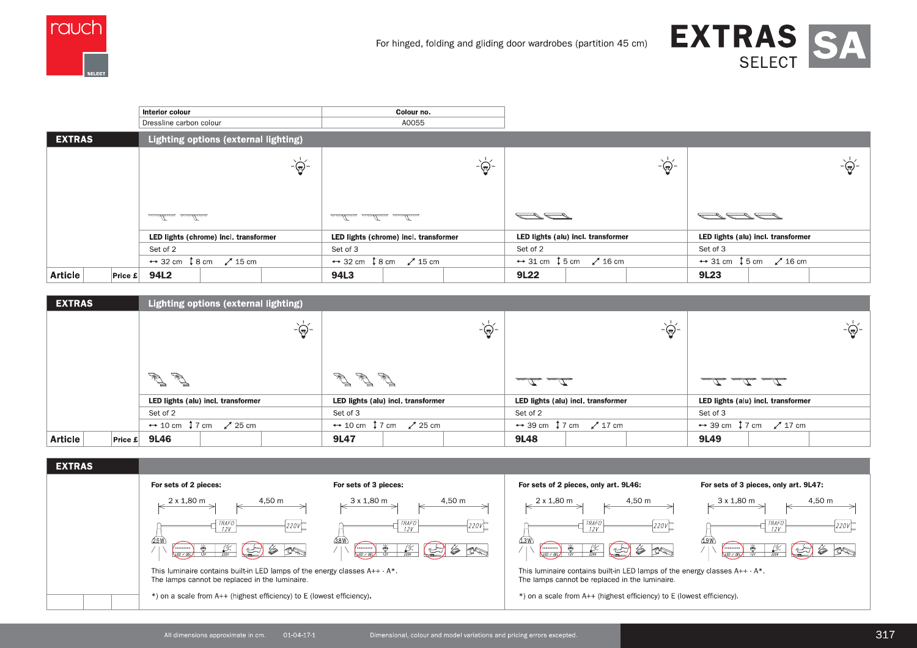For hinged, folding and gliding door wardrobes (partition 45 cm)

# EXTRAS SELECT SA

| Interior colour | Colour no. |
|---|---|
| Dressline carbon colour | A0055 |

## EXTRAS – Lighting options (external lighting)

| | LED lights (chrome) incl. transformer | LED lights (chrome) incl. transformer | LED lights (alu) incl. transformer | LED lights (alu) incl. transformer |
|---|---|---|---|---|
| | Set of 2 | Set of 3 | Set of 2 | Set of 3 |
| | ↔ 32 cm ↕ 8 cm ⤢ 15 cm | ↔ 32 cm ↕ 8 cm ⤢ 15 cm | ↔ 31 cm ↕ 5 cm ⤢ 16 cm | ↔ 31 cm ↕ 5 cm ⤢ 16 cm |
| Article / Price £ | 94L2 | 94L3 | 9L22 | 9L23 |

## EXTRAS – Lighting options (external lighting)

| | LED lights (alu) incl. transformer | LED lights (alu) incl. transformer | LED lights (alu) incl. transformer | LED lights (alu) incl. transformer |
|---|---|---|---|---|
| | Set of 2 | Set of 3 | Set of 2 | Set of 3 |
| | ↔ 10 cm ↕ 7 cm ⤢ 25 cm | ↔ 10 cm ↕ 7 cm ⤢ 25 cm | ↔ 39 cm ↕ 7 cm ⤢ 17 cm | ↔ 39 cm ↕ 7 cm ⤢ 17 cm |
| Article / Price £ | 9L46 | 9L47 | 9L48 | 9L49 |

## EXTRAS

**For sets of 2 pieces:**

2 x 1,80 m — 4,50 m — TRAFO 12V — 220V — 25W

**For sets of 3 pieces:**

3 x 1,80 m — 4,50 m — TRAFO 12V — 220V — 38W

This luminaire contains built-in LED lamps of the energy classes A++ - A*.
The lamps cannot be replaced in the luminaire.

*) on a scale from A++ (highest efficiency) to E (lowest efficiency).

**For sets of 2 pieces, only art. 9L46:**

2 x 1,80 m — 4,50 m — TRAFO 12V — 220V — 13W

**For sets of 3 pieces, only art. 9L47:**

3 x 1,80 m — 4,50 m — TRAFO 12V — 220V — 19W

This luminaire contains built-in LED lamps of the energy classes A++ - A*.
The lamps cannot be replaced in the luminaire.

*) on a scale from A++ (highest efficiency) to E (lowest efficiency).

All dimensions approximate in cm. 01-04-17-1 Dimensional, colour and model variations and pricing errors excepted.